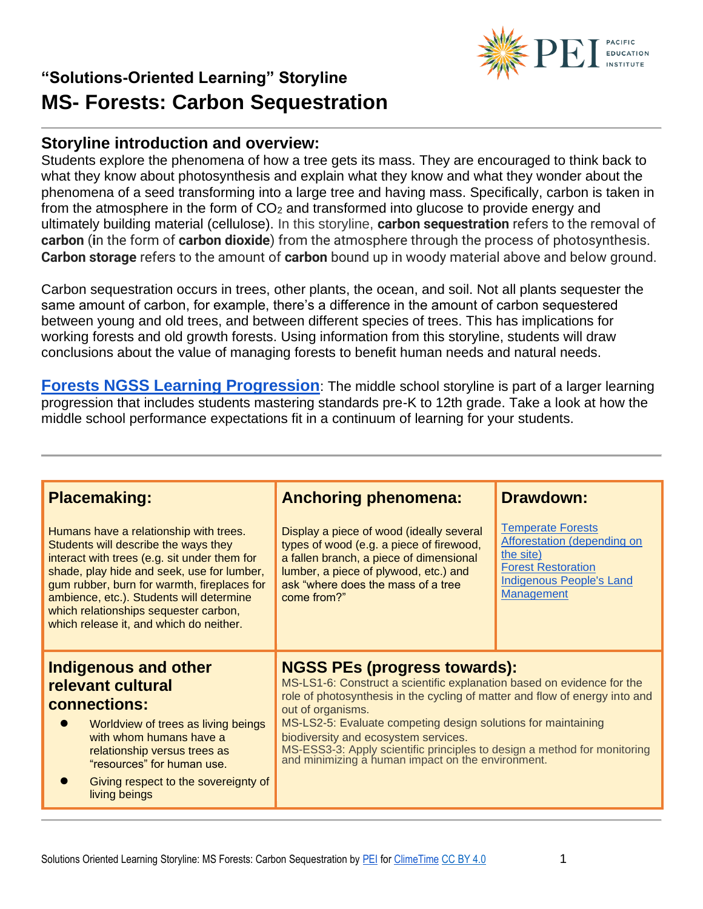## "Solutions-Oriented Learning" Storyline

# MS- Forests: Carbon Sequestration

## Storyline introduction and overview:

Students explore the phenomena of how a tree gets its mass. They are encouraged to think back to what they know about photosynthesis and explain what they know and what they wonder about the phenomena of a seed transforming into a large tree and having mass. Specifically, carbon is taken in from the atmosphere in the form of $CO_2$ and transformed into glucose to provide energy and ultimately building material (cellulose). In this storyline, **carbon sequestration** refers to the removal of **carbon** (**i**n the form of **carbon dioxide**) from the atmosphere through the process of photosynthesis. **Carbon storage** refers to the amount of **carbon** bound up in woody material above and below ground.

Carbon sequestration occurs in trees, other plants, the ocean, and soil. Not all plants sequester the same amount of carbon, for example, there's a difference in the amount of carbon sequestered between young and old trees, and between different species of trees. This has implications for working forests and old growth forests. Using information from this storyline, students will draw conclusions about the value of managing forests to benefit human needs and natural needs.

**Forests NGSS Learning Progression**: The middle school storyline is part of a larger learning progression that includes students mastering standards pre-K to 12th grade. Take a look at how the middle school performance expectations fit in a continuum of learning for your students.

| **Placemaking:** | **Anchoring phenomena:** | **Drawdown:** |
|---|---|---|
| Humans have a relationship with trees. Students will describe the ways they interact with trees (e.g. sit under them for shade, play hide and seek, use for lumber, gum rubber, burn for warmth, fireplaces for ambience, etc.). Students will determine which relationships sequester carbon, which release it, and which do neither. | Display a piece of wood (ideally several types of wood (e.g. a piece of firewood, a fallen branch, a piece of dimensional lumber, a piece of plywood, etc.) and ask "where does the mass of a tree come from?" | Temperate Forests<br>Afforestation (depending on the site)<br>Forest Restoration<br>Indigenous People's Land Management |

| **Indigenous and other relevant cultural connections:** | **NGSS PEs (progress towards):** |
|---|---|
| • Worldview of trees as living beings with whom humans have a relationship versus trees as "resources" for human use.<br>• Giving respect to the sovereignty of living beings | MS-LS1-6: Construct a scientific explanation based on evidence for the role of photosynthesis in the cycling of matter and flow of energy into and out of organisms.<br>MS-LS2-5: Evaluate competing design solutions for maintaining biodiversity and ecosystem services.<br>MS-ESS3-3: Apply scientific principles to design a method for monitoring and minimizing a human impact on the environment. |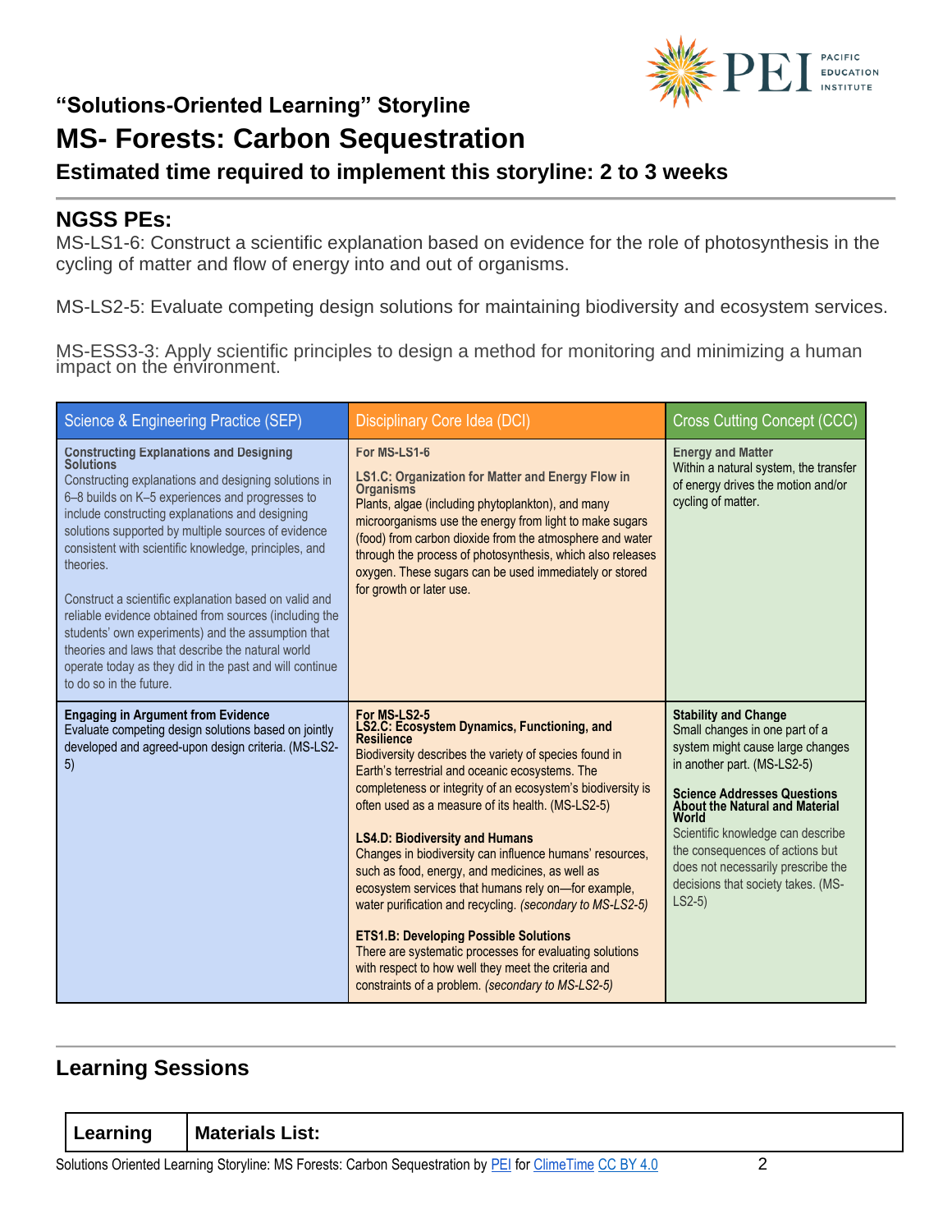## "Solutions-Oriented Learning" Storyline

# MS- Forests: Carbon Sequestration

### Estimated time required to implement this storyline: 2 to 3 weeks

## NGSS PEs:

MS-LS1-6: Construct a scientific explanation based on evidence for the role of photosynthesis in the cycling of matter and flow of energy into and out of organisms.

MS-LS2-5: Evaluate competing design solutions for maintaining biodiversity and ecosystem services.

MS-ESS3-3: Apply scientific principles to design a method for monitoring and minimizing a human impact on the environment.

| Science & Engineering Practice (SEP) | Disciplinary Core Idea (DCI) | Cross Cutting Concept (CCC) |
|---|---|---|
| **Constructing Explanations and Designing Solutions**<br>Constructing explanations and designing solutions in 6–8 builds on K–5 experiences and progresses to include constructing explanations and designing solutions supported by multiple sources of evidence consistent with scientific knowledge, principles, and theories.<br><br>Construct a scientific explanation based on valid and reliable evidence obtained from sources (including the students' own experiments) and the assumption that theories and laws that describe the natural world operate today as they did in the past and will continue to do so in the future. | **For MS-LS1-6**<br><br>**LS1.C: Organization for Matter and Energy Flow in Organisms**<br>Plants, algae (including phytoplankton), and many microorganisms use the energy from light to make sugars (food) from carbon dioxide from the atmosphere and water through the process of photosynthesis, which also releases oxygen. These sugars can be used immediately or stored for growth or later use. | **Energy and Matter**<br>Within a natural system, the transfer of energy drives the motion and/or cycling of matter. |
| **Engaging in Argument from Evidence**<br>Evaluate competing design solutions based on jointly developed and agreed-upon design criteria. (MS-LS2-5) | **For MS-LS2-5**<br>**LS2.C: Ecosystem Dynamics, Functioning, and Resilience**<br>Biodiversity describes the variety of species found in Earth's terrestrial and oceanic ecosystems. The completeness or integrity of an ecosystem's biodiversity is often used as a measure of its health. (MS-LS2-5)<br><br>**LS4.D: Biodiversity and Humans**<br>Changes in biodiversity can influence humans' resources, such as food, energy, and medicines, as well as ecosystem services that humans rely on—for example, water purification and recycling. *(secondary to MS-LS2-5)*<br><br>**ETS1.B: Developing Possible Solutions**<br>There are systematic processes for evaluating solutions with respect to how well they meet the criteria and constraints of a problem. *(secondary to MS-LS2-5)* | **Stability and Change**<br>Small changes in one part of a system might cause large changes in another part. (MS-LS2-5)<br><br>**Science Addresses Questions About the Natural and Material World**<br>Scientific knowledge can describe the consequences of actions but does not necessarily prescribe the decisions that society takes. (MS-LS2-5) |

## Learning Sessions

| Learning | Materials List: |
|---|---|

Solutions Oriented Learning Storyline: MS Forests: Carbon Sequestration by PEI for ClimeTime CC BY 4.0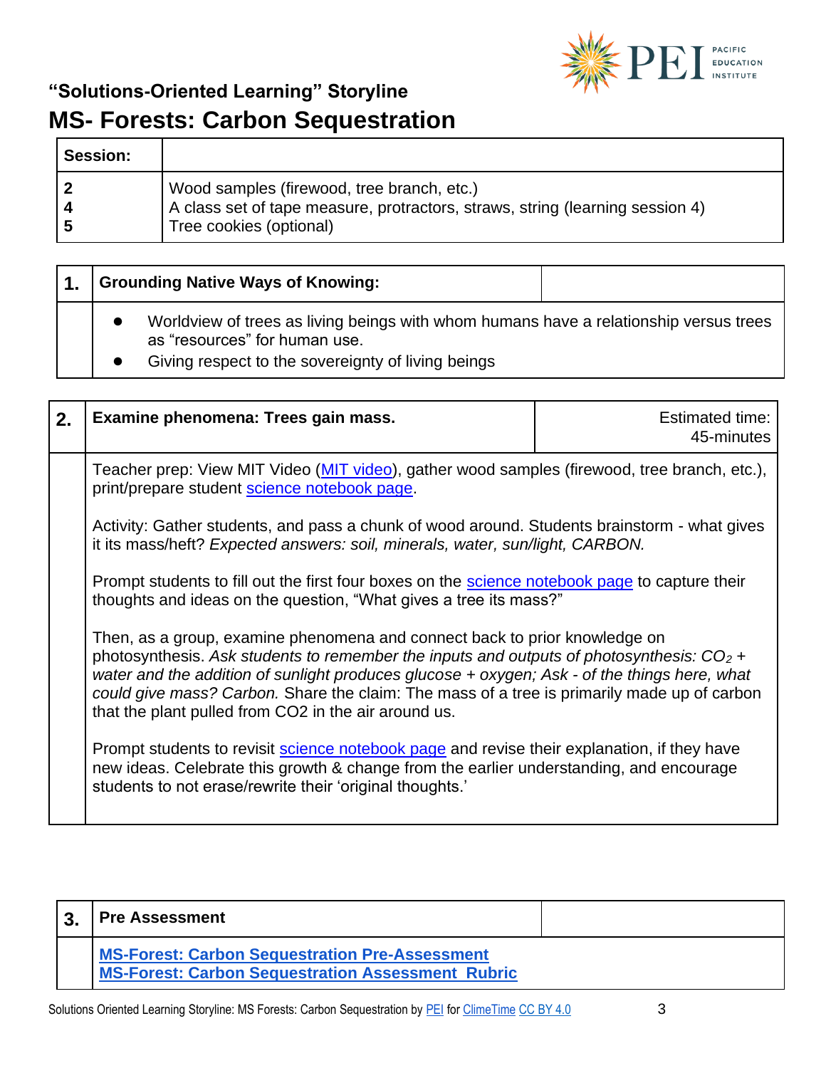## "Solutions-Oriented Learning" Storyline

# MS- Forests: Carbon Sequestration

| Session: | |
|---|---|
| 2<br>4<br>5 | Wood samples (firewood, tree branch, etc.)<br>A class set of tape measure, protractors, straws, string (learning session 4)<br>Tree cookies (optional) |

| 1. | Grounding Native Ways of Knowing: | |
|---|---|---|
| | • Worldview of trees as living beings with whom humans have a relationship versus trees as "resources" for human use.<br>• Giving respect to the sovereignty of living beings | |

| 2. | Examine phenomena: Trees gain mass. | Estimated time: 45-minutes |
|---|---|---|
| | Teacher prep: View MIT Video (MIT video), gather wood samples (firewood, tree branch, etc.), print/prepare student science notebook page.<br><br>Activity: Gather students, and pass a chunk of wood around. Students brainstorm - what gives it its mass/heft? *Expected answers: soil, minerals, water, sun/light, CARBON.*<br><br>Prompt students to fill out the first four boxes on the science notebook page to capture their thoughts and ideas on the question, "What gives a tree its mass?"<br><br>Then, as a group, examine phenomena and connect back to prior knowledge on photosynthesis. *Ask students to remember the inputs and outputs of photosynthesis: $CO_2$ + water and the addition of sunlight produces glucose + oxygen; Ask - of the things here, what could give mass? Carbon.* Share the claim: The mass of a tree is primarily made up of carbon that the plant pulled from CO2 in the air around us.<br><br>Prompt students to revisit science notebook page and revise their explanation, if they have new ideas. Celebrate this growth & change from the earlier understanding, and encourage students to not erase/rewrite their 'original thoughts.' | |

| 3. | Pre Assessment | |
|---|---|---|
| | **MS-Forest: Carbon Sequestration Pre-Assessment**<br>**MS-Forest: Carbon Sequestration Assessment Rubric** | |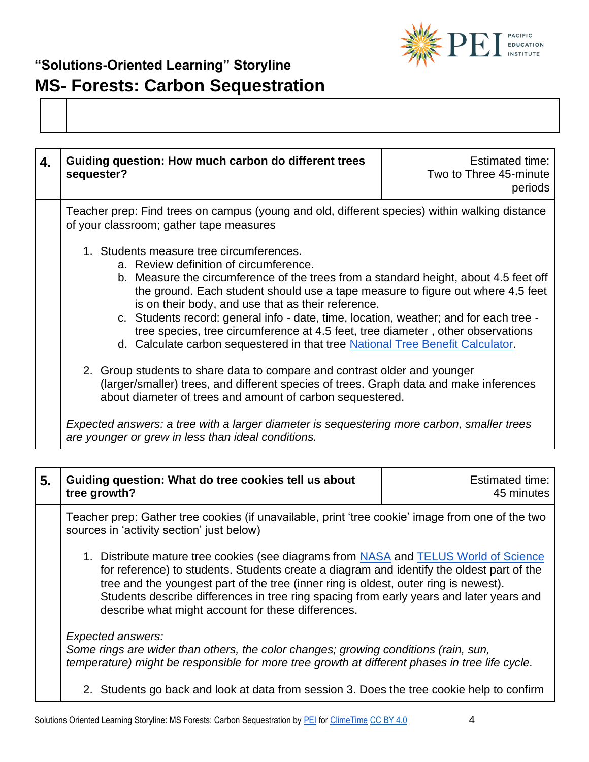## “Solutions-Oriented Learning” Storyline

# MS- Forests: Carbon Sequestration

| | |
|---|---|
| | |

| 4. | **Guiding question: How much carbon do different trees sequester?** | Estimated time: Two to Three 45-minute periods |
|---|---|---|
| | Teacher prep: Find trees on campus (young and old, different species) within walking distance of your classroom; gather tape measures<br><br>1. Students measure tree circumferences.<br>&nbsp;&nbsp;&nbsp;a. Review definition of circumference.<br>&nbsp;&nbsp;&nbsp;b. Measure the circumference of the trees from a standard height, about 4.5 feet off the ground. Each student should use a tape measure to figure out where 4.5 feet is on their body, and use that as their reference.<br>&nbsp;&nbsp;&nbsp;c. Students record: general info - date, time, location, weather; and for each tree - tree species, tree circumference at 4.5 feet, tree diameter , other observations<br>&nbsp;&nbsp;&nbsp;d. Calculate carbon sequestered in that tree National Tree Benefit Calculator.<br><br>2. Group students to share data to compare and contrast older and younger (larger/smaller) trees, and different species of trees. Graph data and make inferences about diameter of trees and amount of carbon sequestered.<br><br>*Expected answers: a tree with a larger diameter is sequestering more carbon, smaller trees are younger or grew in less than ideal conditions.* | |

| 5. | **Guiding question: What do tree cookies tell us about tree growth?** | Estimated time: 45 minutes |
|---|---|---|
| | Teacher prep: Gather tree cookies (if unavailable, print ‘tree cookie’ image from one of the two sources in ‘activity section’ just below)<br><br>1. Distribute mature tree cookies (see diagrams from NASA and TELUS World of Science for reference) to students. Students create a diagram and identify the oldest part of the tree and the youngest part of the tree (inner ring is oldest, outer ring is newest). Students describe differences in tree ring spacing from early years and later years and describe what might account for these differences.<br><br>*Expected answers:*<br>*Some rings are wider than others, the color changes; growing conditions (rain, sun, temperature) might be responsible for more tree growth at different phases in tree life cycle.*<br><br>2. Students go back and look at data from session 3. Does the tree cookie help to confirm | |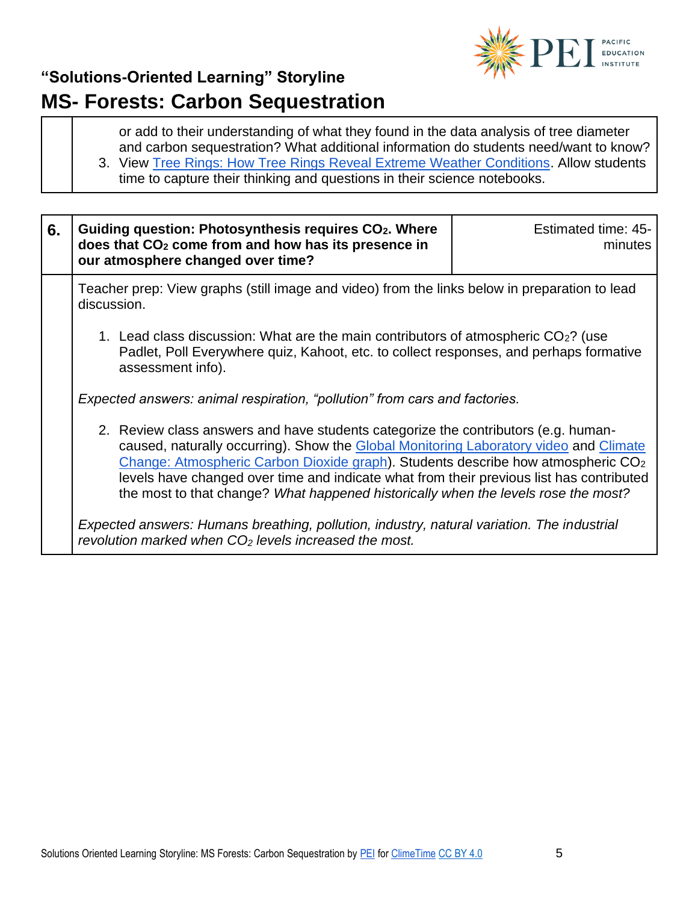or add to their understanding of what they found in the data analysis of tree diameter and carbon sequestration? What additional information do students need/want to know?

3. View Tree Rings: How Tree Rings Reveal Extreme Weather Conditions. Allow students time to capture their thinking and questions in their science notebooks.

| 6. | Guiding question: Photosynthesis requires $CO_2$. Where does that $CO_2$ come from and how has its presence in our atmosphere changed over time? | Estimated time: 45-minutes |
|---|---|---|

Teacher prep: View graphs (still image and video) from the links below in preparation to lead discussion.

1. Lead class discussion: What are the main contributors of atmospheric $CO_2$? (use Padlet, Poll Everywhere quiz, Kahoot, etc. to collect responses, and perhaps formative assessment info).

*Expected answers: animal respiration, "pollution" from cars and factories.*

2. Review class answers and have students categorize the contributors (e.g. human-caused, naturally occurring). Show the Global Monitoring Laboratory video and Climate Change: Atmospheric Carbon Dioxide graph). Students describe how atmospheric $CO_2$ levels have changed over time and indicate what from their previous list has contributed the most to that change? *What happened historically when the levels rose the most?*

*Expected answers: Humans breathing, pollution, industry, natural variation. The industrial revolution marked when $CO_2$ levels increased the most.*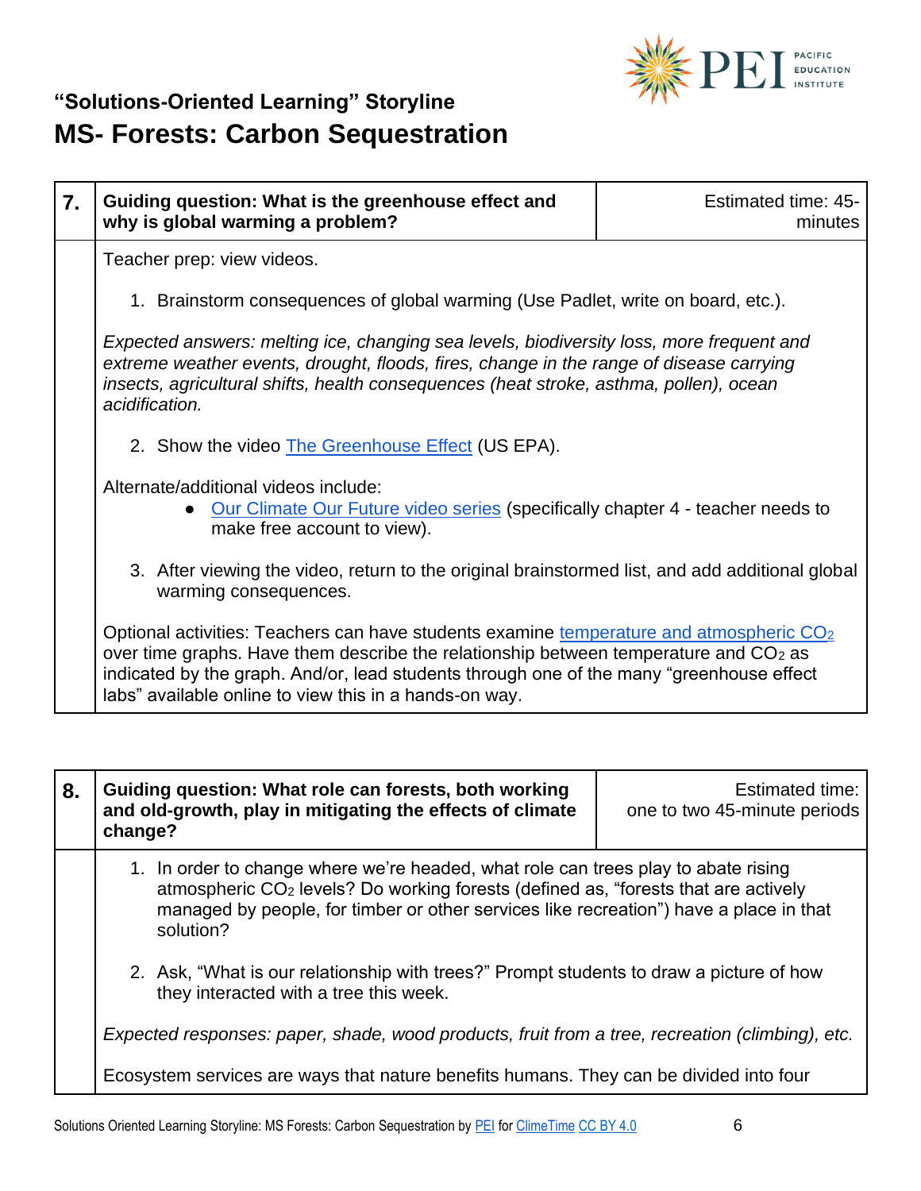# "Solutions-Oriented Learning" Storyline

## MS- Forests: Carbon Sequestration

| 7. | Guiding question: What is the greenhouse effect and why is global warming a problem? | Estimated time: 45-minutes |
|---|---|---|

Teacher prep: view videos.

1. Brainstorm consequences of global warming (Use Padlet, write on board, etc.).

*Expected answers: melting ice, changing sea levels, biodiversity loss, more frequent and extreme weather events, drought, floods, fires, change in the range of disease carrying insects, agricultural shifts, health consequences (heat stroke, asthma, pollen), ocean acidification.*

2. Show the video [The Greenhouse Effect](#) (US EPA).

Alternate/additional videos include:

- [Our Climate Our Future video series](#) (specifically chapter 4 - teacher needs to make free account to view).

3. After viewing the video, return to the original brainstormed list, and add additional global warming consequences.

Optional activities: Teachers can have students examine [temperature and atmospheric $CO_2$](#) over time graphs. Have them describe the relationship between temperature and $CO_2$ as indicated by the graph. And/or, lead students through one of the many "greenhouse effect labs" available online to view this in a hands-on way.

| 8. | Guiding question: What role can forests, both working and old-growth, play in mitigating the effects of climate change? | Estimated time: one to two 45-minute periods |
|---|---|---|

1. In order to change where we're headed, what role can trees play to abate rising atmospheric $CO_2$ levels? Do working forests (defined as, "forests that are actively managed by people, for timber or other services like recreation") have a place in that solution?

2. Ask, "What is our relationship with trees?" Prompt students to draw a picture of how they interacted with a tree this week.

*Expected responses: paper, shade, wood products, fruit from a tree, recreation (climbing), etc.*

Ecosystem services are ways that nature benefits humans. They can be divided into four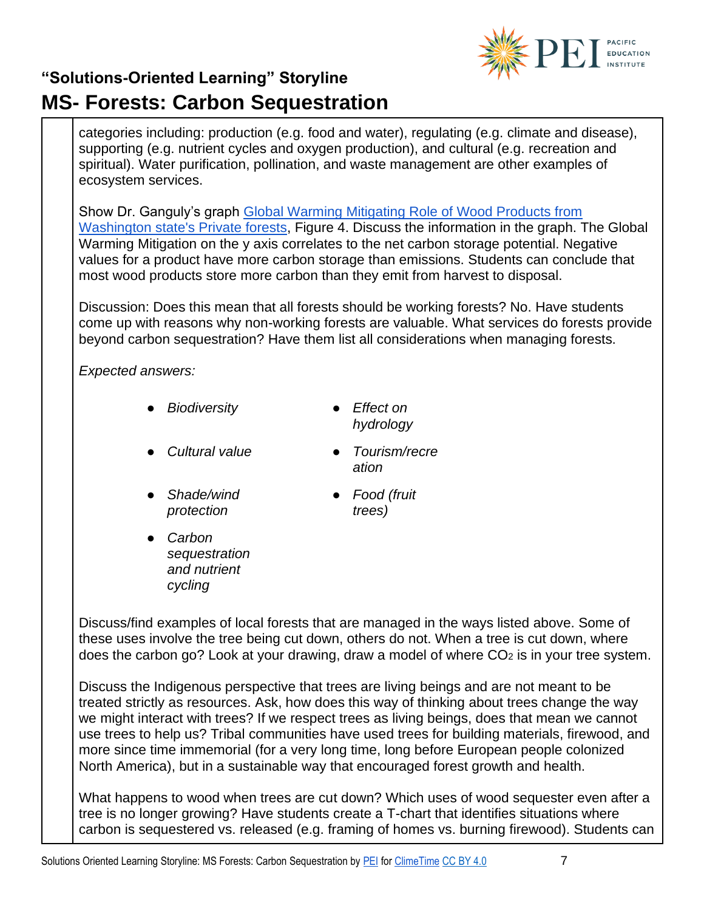categories including: production (e.g. food and water), regulating (e.g. climate and disease), supporting (e.g. nutrient cycles and oxygen production), and cultural (e.g. recreation and spiritual). Water purification, pollination, and waste management are other examples of ecosystem services.

Show Dr. Ganguly's graph [Global Warming Mitigating Role of Wood Products from Washington state's Private forests](), Figure 4. Discuss the information in the graph. The Global Warming Mitigation on the y axis correlates to the net carbon storage potential. Negative values for a product have more carbon storage than emissions. Students can conclude that most wood products store more carbon than they emit from harvest to disposal.

Discussion: Does this mean that all forests should be working forests? No. Have students come up with reasons why non-working forests are valuable. What services do forests provide beyond carbon sequestration? Have them list all considerations when managing forests.

*Expected answers:*

- *Biodiversity*
- *Cultural value*
- *Shade/wind protection*
- *Carbon sequestration and nutrient cycling*
- *Effect on hydrology*
- *Tourism/recreation*
- *Food (fruit trees)*

Discuss/find examples of local forests that are managed in the ways listed above. Some of these uses involve the tree being cut down, others do not. When a tree is cut down, where does the carbon go? Look at your drawing, draw a model of where $CO_2$ is in your tree system.

Discuss the Indigenous perspective that trees are living beings and are not meant to be treated strictly as resources. Ask, how does this way of thinking about trees change the way we might interact with trees? If we respect trees as living beings, does that mean we cannot use trees to help us? Tribal communities have used trees for building materials, firewood, and more since time immemorial (for a very long time, long before European people colonized North America), but in a sustainable way that encouraged forest growth and health.

What happens to wood when trees are cut down? Which uses of wood sequester even after a tree is no longer growing? Have students create a T-chart that identifies situations where carbon is sequestered vs. released (e.g. framing of homes vs. burning firewood). Students can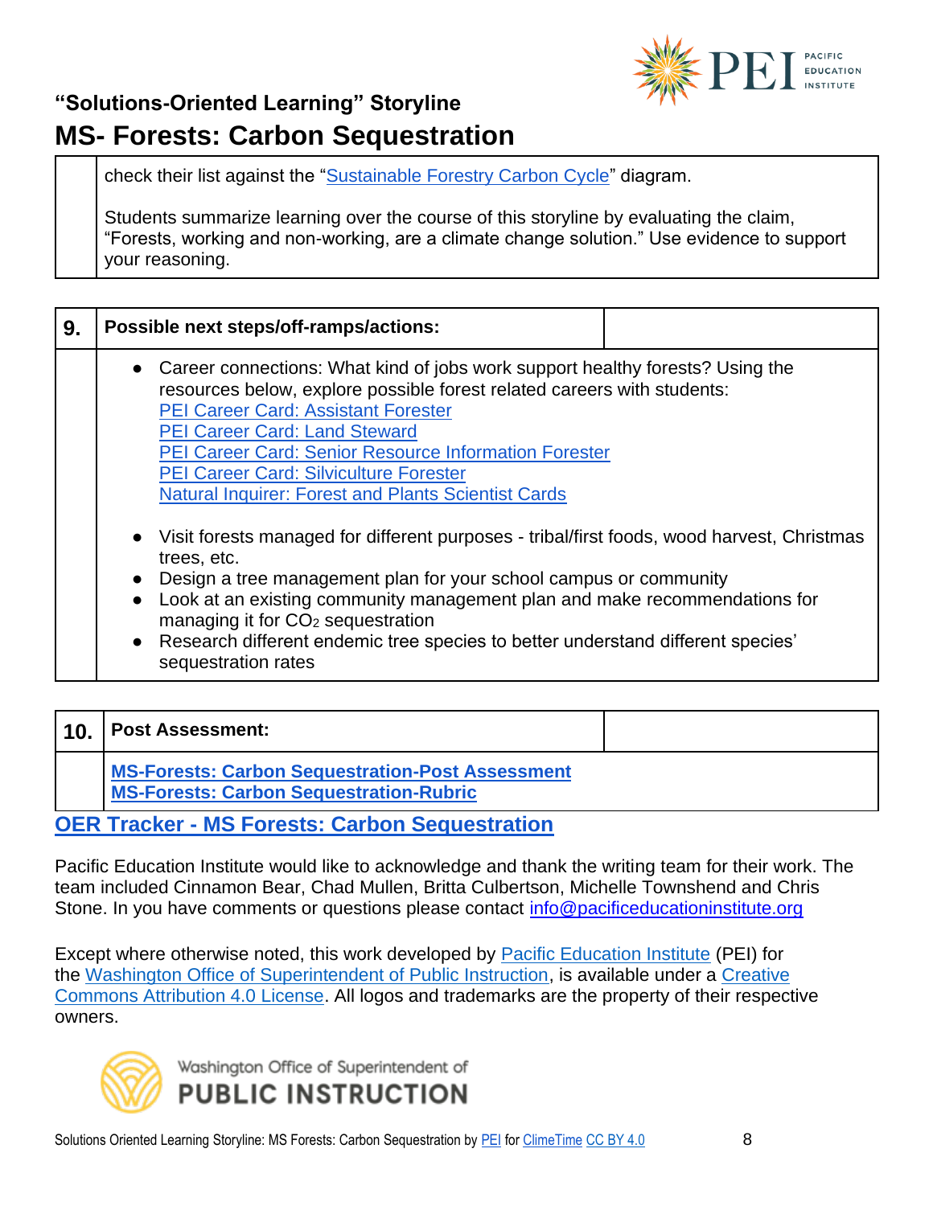## "Solutions-Oriented Learning" Storyline

# MS- Forests: Carbon Sequestration

| | |
|---|---|
| | check their list against the "Sustainable Forestry Carbon Cycle" diagram.<br><br>Students summarize learning over the course of this storyline by evaluating the claim, "Forests, working and non-working, are a climate change solution." Use evidence to support your reasoning. |

| **9.** | **Possible next steps/off-ramps/actions:** | |
|---|---|---|
| | • Career connections: What kind of jobs work support healthy forests? Using the resources below, explore possible forest related careers with students:<br>PEI Career Card: Assistant Forester<br>PEI Career Card: Land Steward<br>PEI Career Card: Senior Resource Information Forester<br>PEI Career Card: Silviculture Forester<br>Natural Inquirer: Forest and Plants Scientist Cards<br><br>• Visit forests managed for different purposes - tribal/first foods, wood harvest, Christmas trees, etc.<br>• Design a tree management plan for your school campus or community<br>• Look at an existing community management plan and make recommendations for managing it for $CO_2$ sequestration<br>• Research different endemic tree species to better understand different species' sequestration rates | |

| **10.** | **Post Assessment:** | |
|---|---|---|
| | **MS-Forests: Carbon Sequestration-Post Assessment**<br>**MS-Forests: Carbon Sequestration-Rubric** | |

**OER Tracker - MS Forests: Carbon Sequestration**

Pacific Education Institute would like to acknowledge and thank the writing team for their work. The team included Cinnamon Bear, Chad Mullen, Britta Culbertson, Michelle Townshend and Chris Stone. In you have comments or questions please contact info@pacificeducationinstitute.org

Except where otherwise noted, this work developed by Pacific Education Institute (PEI) for the Washington Office of Superintendent of Public Instruction, is available under a Creative Commons Attribution 4.0 License. All logos and trademarks are the property of their respective owners.

Washington Office of Superintendent of PUBLIC INSTRUCTION